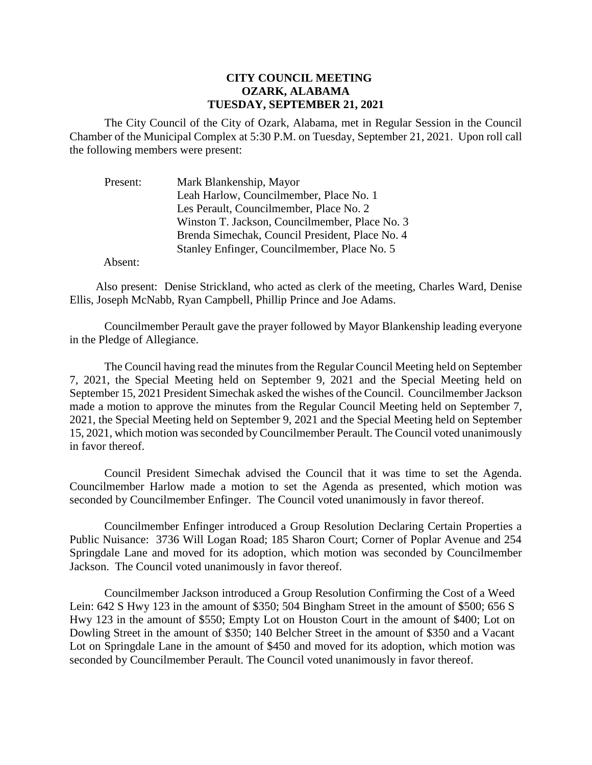**CITY COUNCIL MEETING**
**OZARK, ALABAMA**
**TUESDAY, SEPTEMBER 21, 2021**

The City Council of the City of Ozark, Alabama, met in Regular Session in the Council Chamber of the Municipal Complex at 5:30 P.M. on Tuesday, September 21, 2021. Upon roll call the following members were present:

| | |
|---|---|
| Present: | Mark Blankenship, Mayor |
| | Leah Harlow, Councilmember, Place No. 1 |
| | Les Perault, Councilmember, Place No. 2 |
| | Winston T. Jackson, Councilmember, Place No. 3 |
| | Brenda Simechak, Council President, Place No. 4 |
| | Stanley Enfinger, Councilmember, Place No. 5 |
| Absent: | |

Also present: Denise Strickland, who acted as clerk of the meeting, Charles Ward, Denise Ellis, Joseph McNabb, Ryan Campbell, Phillip Prince and Joe Adams.

Councilmember Perault gave the prayer followed by Mayor Blankenship leading everyone in the Pledge of Allegiance.

The Council having read the minutes from the Regular Council Meeting held on September 7, 2021, the Special Meeting held on September 9, 2021 and the Special Meeting held on September 15, 2021 President Simechak asked the wishes of the Council. Councilmember Jackson made a motion to approve the minutes from the Regular Council Meeting held on September 7, 2021, the Special Meeting held on September 9, 2021 and the Special Meeting held on September 15, 2021, which motion was seconded by Councilmember Perault. The Council voted unanimously in favor thereof.

Council President Simechak advised the Council that it was time to set the Agenda. Councilmember Harlow made a motion to set the Agenda as presented, which motion was seconded by Councilmember Enfinger. The Council voted unanimously in favor thereof.

Councilmember Enfinger introduced a Group Resolution Declaring Certain Properties a Public Nuisance: 3736 Will Logan Road; 185 Sharon Court; Corner of Poplar Avenue and 254 Springdale Lane and moved for its adoption, which motion was seconded by Councilmember Jackson. The Council voted unanimously in favor thereof.

Councilmember Jackson introduced a Group Resolution Confirming the Cost of a Weed Lein: 642 S Hwy 123 in the amount of $350; 504 Bingham Street in the amount of $500; 656 S Hwy 123 in the amount of $550; Empty Lot on Houston Court in the amount of $400; Lot on Dowling Street in the amount of $350; 140 Belcher Street in the amount of $350 and a Vacant Lot on Springdale Lane in the amount of $450 and moved for its adoption, which motion was seconded by Councilmember Perault. The Council voted unanimously in favor thereof.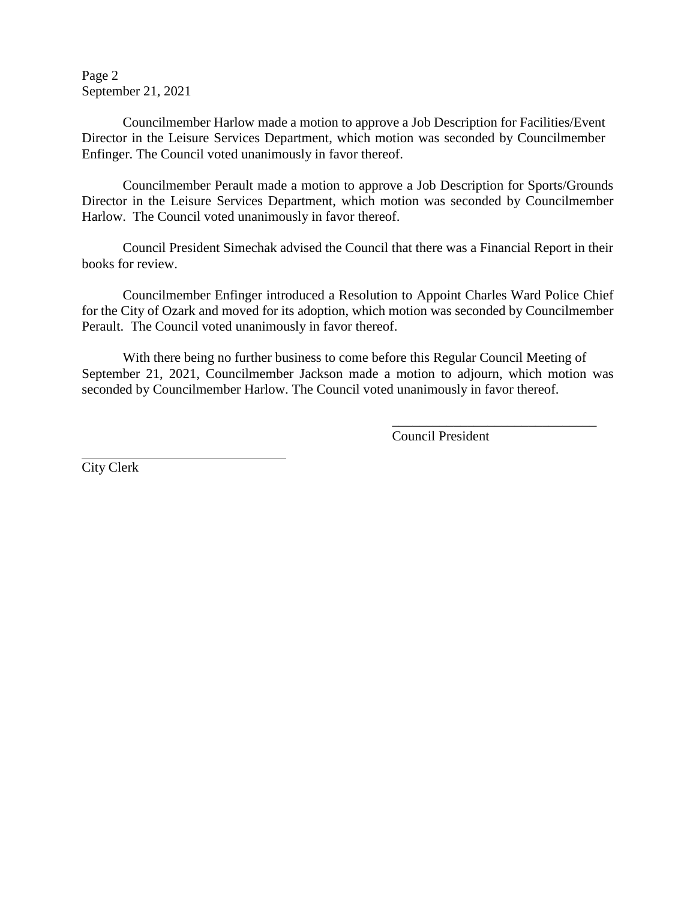Councilmember Harlow made a motion to approve a Job Description for Facilities/Event Director in the Leisure Services Department, which motion was seconded by Councilmember Enfinger. The Council voted unanimously in favor thereof.

Councilmember Perault made a motion to approve a Job Description for Sports/Grounds Director in the Leisure Services Department, which motion was seconded by Councilmember Harlow. The Council voted unanimously in favor thereof.

Council President Simechak advised the Council that there was a Financial Report in their books for review.

Councilmember Enfinger introduced a Resolution to Appoint Charles Ward Police Chief for the City of Ozark and moved for its adoption, which motion was seconded by Councilmember Perault. The Council voted unanimously in favor thereof.

With there being no further business to come before this Regular Council Meeting of September 21, 2021, Councilmember Jackson made a motion to adjourn, which motion was seconded by Councilmember Harlow. The Council voted unanimously in favor thereof.

_______________________________
Council President

_______________________________
City Clerk